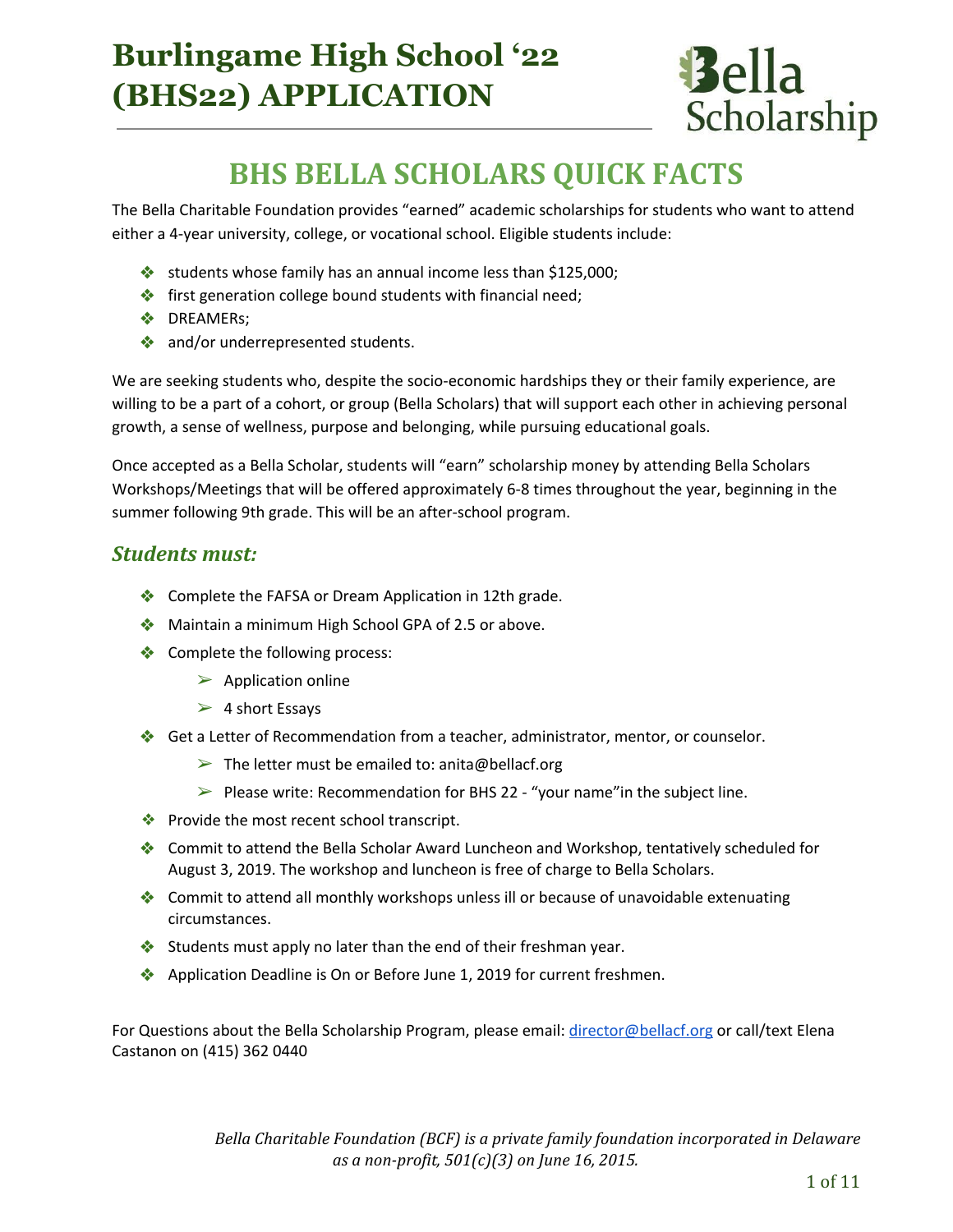# Burlingame High School '22 (BHS22) APPLICATION

Bella Scholarship

## BHS BELLA SCHOLARS QUICK FACTS

The Bella Charitable Foundation provides "earned" academic scholarships for students who want to attend either a 4-year university, college, or vocational school. Eligible students include:

- students whose family has an annual income less than $125,000;
- first generation college bound students with financial need;
- DREAMERs;
- and/or underrepresented students.

We are seeking students who, despite the socio-economic hardships they or their family experience, are willing to be a part of a cohort, or group (Bella Scholars) that will support each other in achieving personal growth, a sense of wellness, purpose and belonging, while pursuing educational goals.

Once accepted as a Bella Scholar, students will "earn" scholarship money by attending Bella Scholars Workshops/Meetings that will be offered approximately 6-8 times throughout the year, beginning in the summer following 9th grade. This will be an after-school program.

### *Students must:*

- Complete the FAFSA or Dream Application in 12th grade.
- Maintain a minimum High School GPA of 2.5 or above.
- Complete the following process:
  - Application online
  - 4 short Essays
- Get a Letter of Recommendation from a teacher, administrator, mentor, or counselor.
  - The letter must be emailed to: anita@bellacf.org
  - Please write: Recommendation for BHS 22 - "your name"in the subject line.
- Provide the most recent school transcript.
- Commit to attend the Bella Scholar Award Luncheon and Workshop, tentatively scheduled for August 3, 2019. The workshop and luncheon is free of charge to Bella Scholars.
- Commit to attend all monthly workshops unless ill or because of unavoidable extenuating circumstances.
- Students must apply no later than the end of their freshman year.
- Application Deadline is On or Before June 1, 2019 for current freshmen.

For Questions about the Bella Scholarship Program, please email: director@bellacf.org or call/text Elena Castanon on (415) 362 0440

*Bella Charitable Foundation (BCF) is a private family foundation incorporated in Delaware as a non-profit, 501(c)(3) on June 16, 2015.*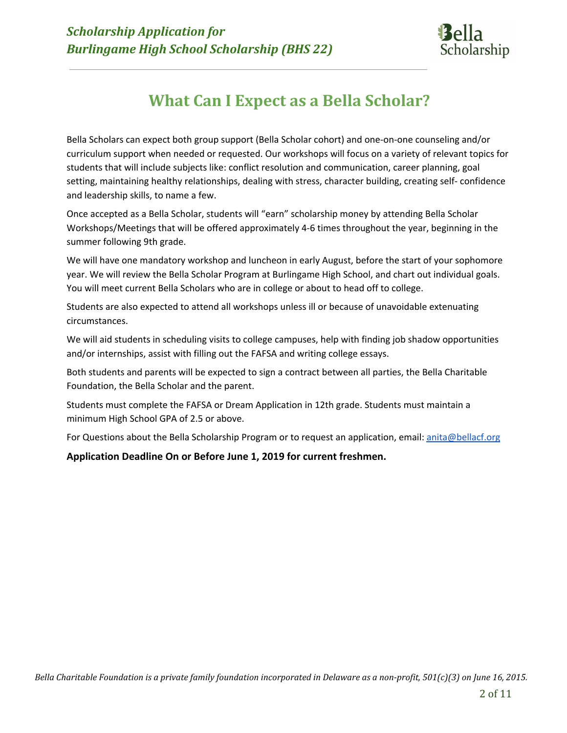# What Can I Expect as a Bella Scholar?

Bella Scholars can expect both group support (Bella Scholar cohort) and one-on-one counseling and/or curriculum support when needed or requested. Our workshops will focus on a variety of relevant topics for students that will include subjects like: conflict resolution and communication, career planning, goal setting, maintaining healthy relationships, dealing with stress, character building, creating self- confidence and leadership skills, to name a few.

Once accepted as a Bella Scholar, students will "earn" scholarship money by attending Bella Scholar Workshops/Meetings that will be offered approximately 4-6 times throughout the year, beginning in the summer following 9th grade.

We will have one mandatory workshop and luncheon in early August, before the start of your sophomore year. We will review the Bella Scholar Program at Burlingame High School, and chart out individual goals. You will meet current Bella Scholars who are in college or about to head off to college.

Students are also expected to attend all workshops unless ill or because of unavoidable extenuating circumstances.

We will aid students in scheduling visits to college campuses, help with finding job shadow opportunities and/or internships, assist with filling out the FAFSA and writing college essays.

Both students and parents will be expected to sign a contract between all parties, the Bella Charitable Foundation, the Bella Scholar and the parent.

Students must complete the FAFSA or Dream Application in 12th grade. Students must maintain a minimum High School GPA of 2.5 or above.

For Questions about the Bella Scholarship Program or to request an application, email: anita@bellacf.org

**Application Deadline On or Before June 1, 2019 for current freshmen.**

*Bella Charitable Foundation is a private family foundation incorporated in Delaware as a non-profit, 501(c)(3) on June 16, 2015.*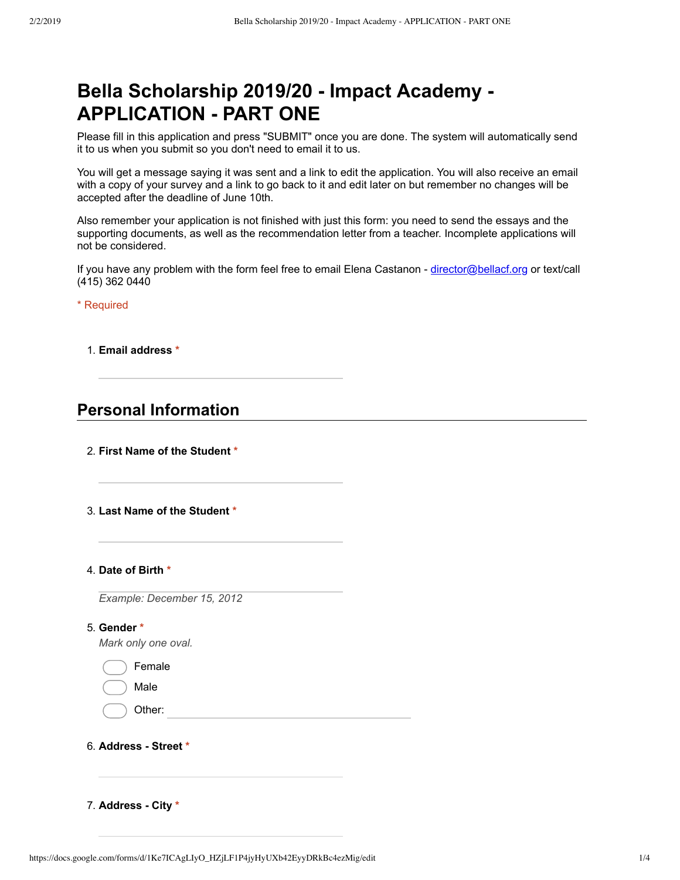# Bella Scholarship 2019/20 - Impact Academy - APPLICATION - PART ONE

Please fill in this application and press "SUBMIT" once you are done. The system will automatically send it to us when you submit so you don't need to email it to us.

You will get a message saying it was sent and a link to edit the application. You will also receive an email with a copy of your survey and a link to go back to it and edit later on but remember no changes will be accepted after the deadline of June 10th.

Also remember your application is not finished with just this form: you need to send the essays and the supporting documents, as well as the recommendation letter from a teacher. Incomplete applications will not be considered.

If you have any problem with the form feel free to email Elena Castanon - director@bellacf.org or text/call (415) 362 0440

* Required

1. **Email address** *

## Personal Information

2. **First Name of the Student** *

3. **Last Name of the Student** *

4. **Date of Birth** *

   *Example: December 15, 2012*

5. **Gender** *

   *Mark only one oval.*

   - Female
   - Male
   - Other:

6. **Address - Street** *

7. **Address - City** *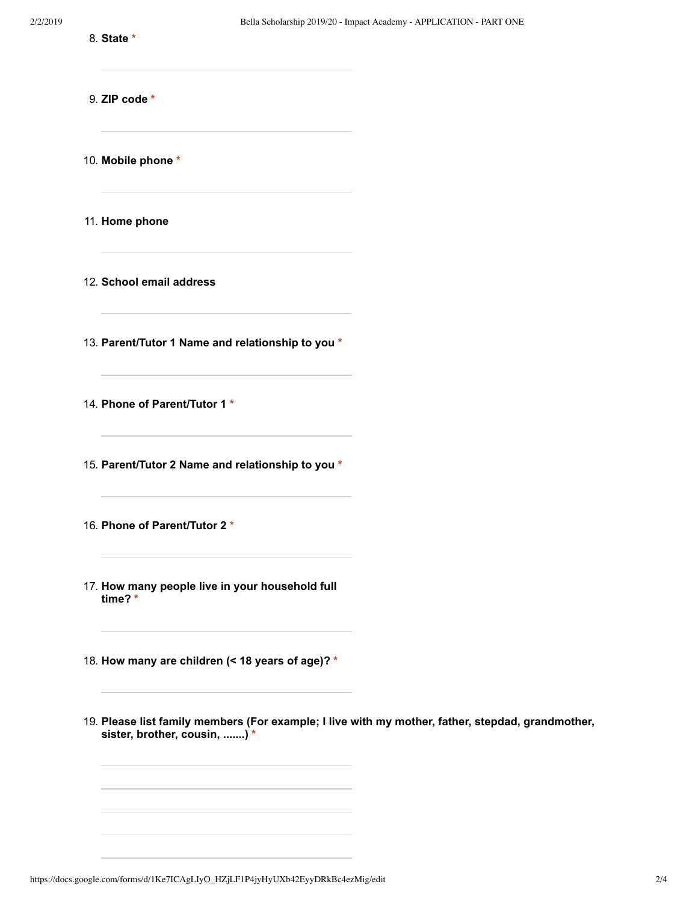8. **State** *

9. **ZIP code** *

10. **Mobile phone** *

11. **Home phone**

12. **School email address**

13. **Parent/Tutor 1 Name and relationship to you** *

14. **Phone of Parent/Tutor 1** *

15. **Parent/Tutor 2 Name and relationship to you** *

16. **Phone of Parent/Tutor 2** *

17. **How many people live in your household full time?** *

18. **How many are children (< 18 years of age)?** *

19. **Please list family members (For example; I live with my mother, father, stepdad, grandmother, sister, brother, cousin, .......)** *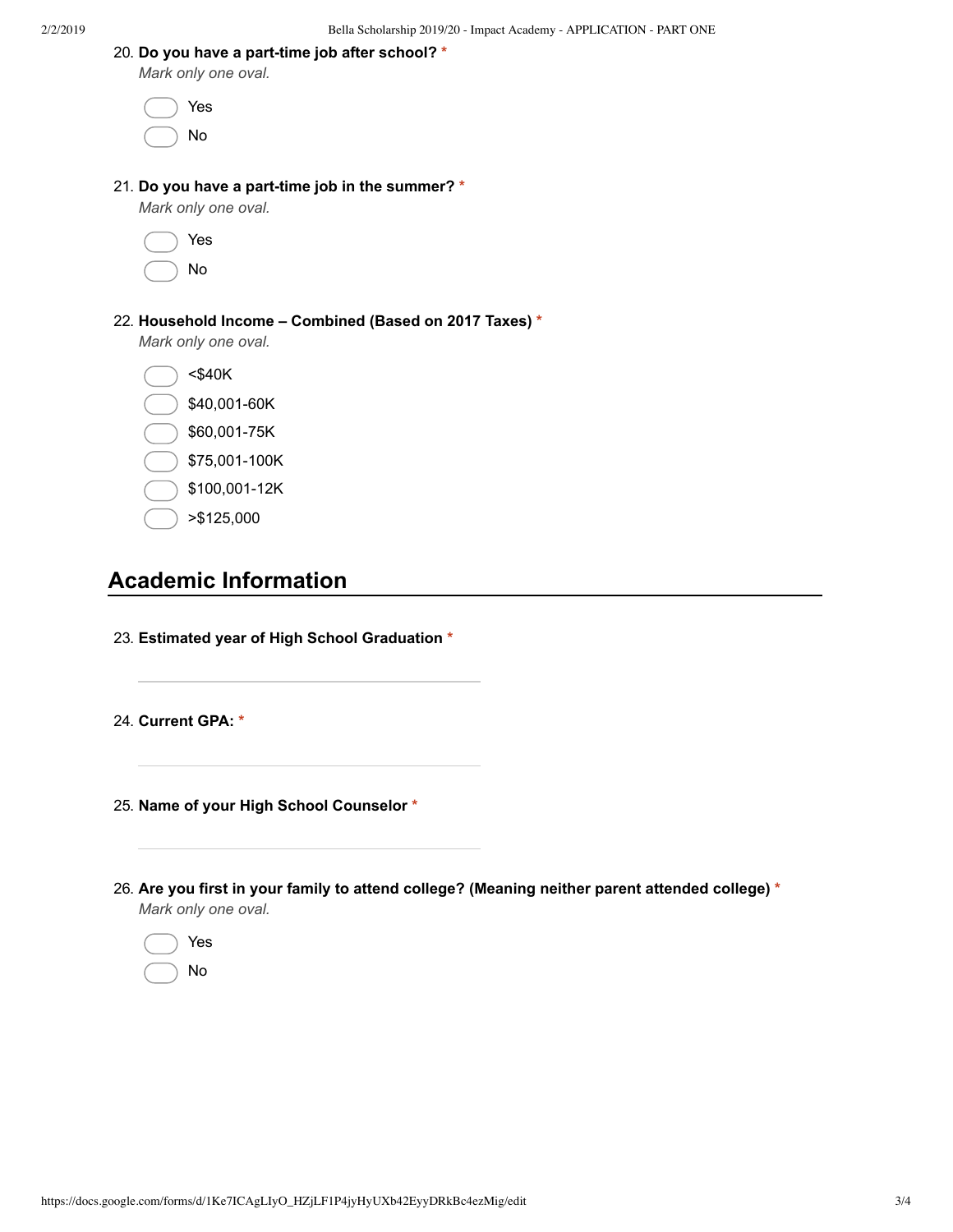20. **Do you have a part-time job after school?** *
*Mark only one oval.*

- Yes
- No

21. **Do you have a part-time job in the summer?** *
*Mark only one oval.*

- Yes
- No

22. **Household Income – Combined (Based on 2017 Taxes)** *
*Mark only one oval.*

- <$40K
- $40,001-60K
- $60,001-75K
- $75,001-100K
- $100,001-12K
- >$125,000

## Academic Information

23. **Estimated year of High School Graduation** *

24. **Current GPA:** *

25. **Name of your High School Counselor** *

26. **Are you first in your family to attend college? (Meaning neither parent attended college)** *
*Mark only one oval.*

- Yes
- No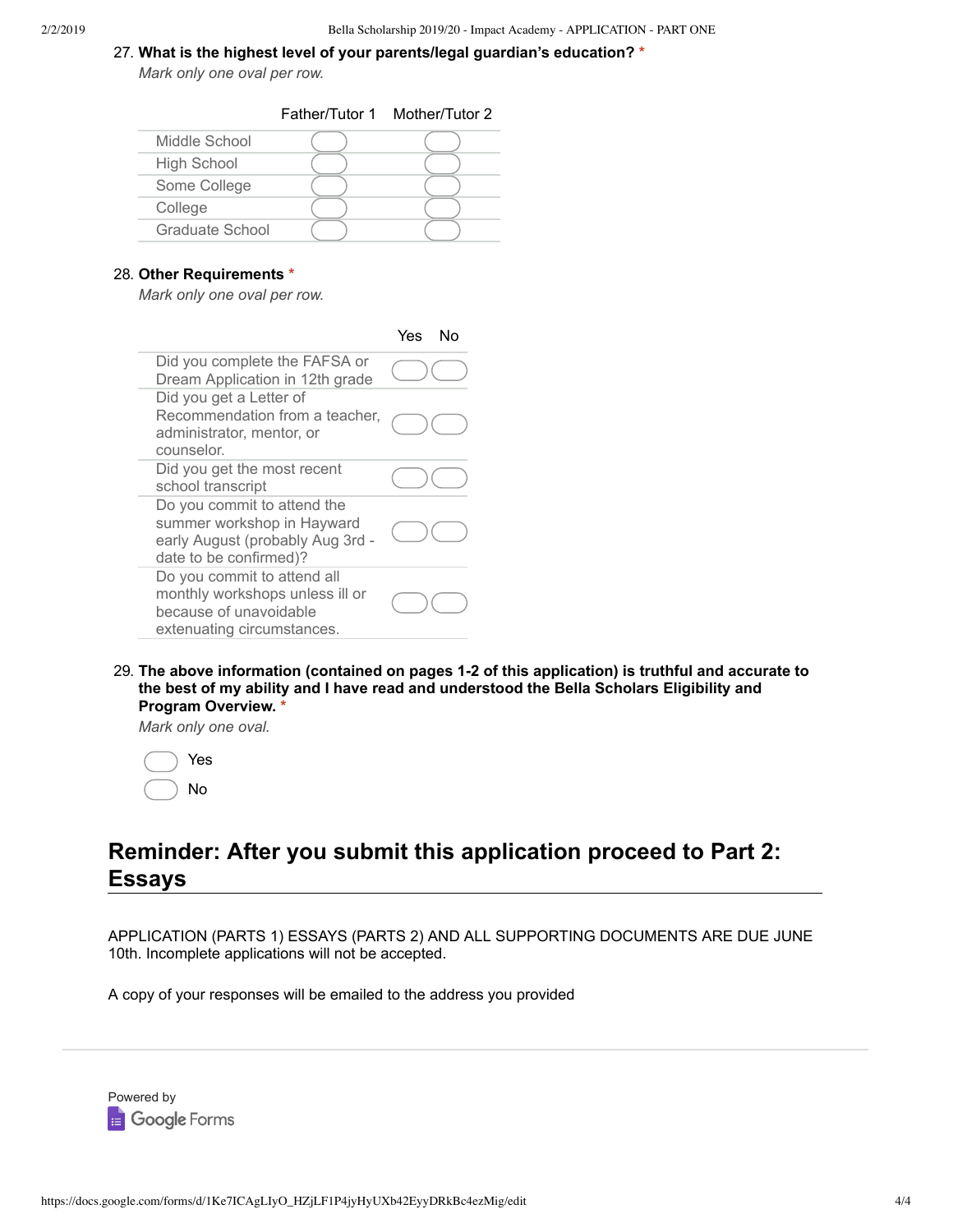27. **What is the highest level of your parents/legal guardian's education?** *
*Mark only one oval per row.*

| | Father/Tutor 1 | Mother/Tutor 2 |
|---|---|---|
| Middle School | ◯ | ◯ |
| High School | ◯ | ◯ |
| Some College | ◯ | ◯ |
| College | ◯ | ◯ |
| Graduate School | ◯ | ◯ |

28. **Other Requirements** *
*Mark only one oval per row.*

| | Yes | No |
|---|---|---|
| Did you complete the FAFSA or Dream Application in 12th grade | ◯ | ◯ |
| Did you get a Letter of Recommendation from a teacher, administrator, mentor, or counselor. | ◯ | ◯ |
| Did you get the most recent school transcript | ◯ | ◯ |
| Do you commit to attend the summer workshop in Hayward early August (probably Aug 3rd - date to be confirmed)? | ◯ | ◯ |
| Do you commit to attend all monthly workshops unless ill or because of unavoidable extenuating circumstances. | ◯ | ◯ |

29. **The above information (contained on pages 1-2 of this application) is truthful and accurate to the best of my ability and I have read and understood the Bella Scholars Eligibility and Program Overview.** *
*Mark only one oval.*

◯ Yes
◯ No

## Reminder: After you submit this application proceed to Part 2: Essays

APPLICATION (PARTS 1) ESSAYS (PARTS 2) AND ALL SUPPORTING DOCUMENTS ARE DUE JUNE 10th. Incomplete applications will not be accepted.

A copy of your responses will be emailed to the address you provided

Powered by Google Forms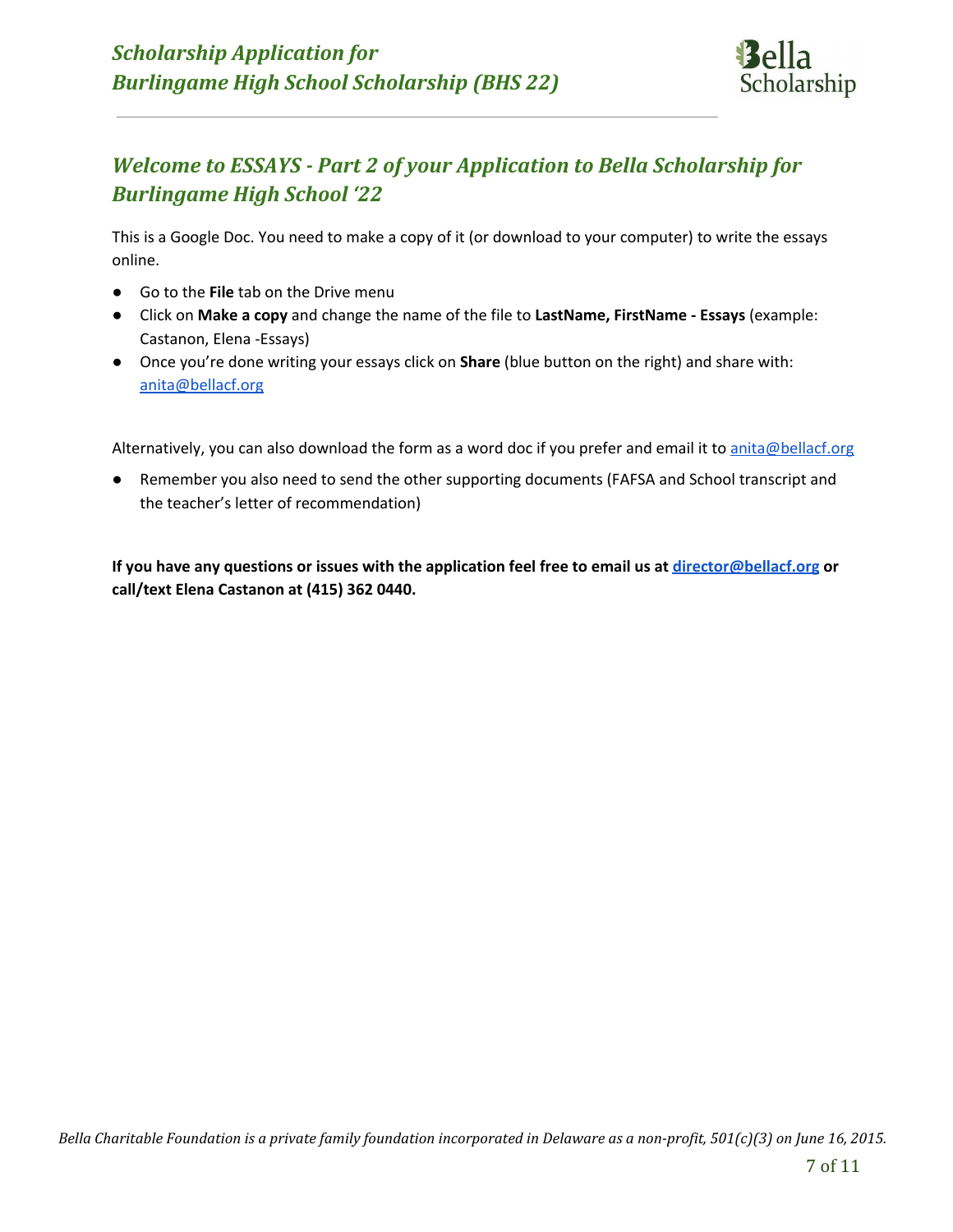## *Welcome to ESSAYS - Part 2 of your Application to Bella Scholarship for Burlingame High School '22*

This is a Google Doc. You need to make a copy of it (or download to your computer) to write the essays online.

- Go to the **File** tab on the Drive menu
- Click on **Make a copy** and change the name of the file to **LastName, FirstName - Essays** (example: Castanon, Elena -Essays)
- Once you're done writing your essays click on **Share** (blue button on the right) and share with: [anita@bellacf.org](mailto:anita@bellacf.org)

Alternatively, you can also download the form as a word doc if you prefer and email it to [anita@bellacf.org](mailto:anita@bellacf.org)

- Remember you also need to send the other supporting documents (FAFSA and School transcript and the teacher's letter of recommendation)

**If you have any questions or issues with the application feel free to email us at [director@bellacf.org](mailto:director@bellacf.org) or call/text Elena Castanon at (415) 362 0440.**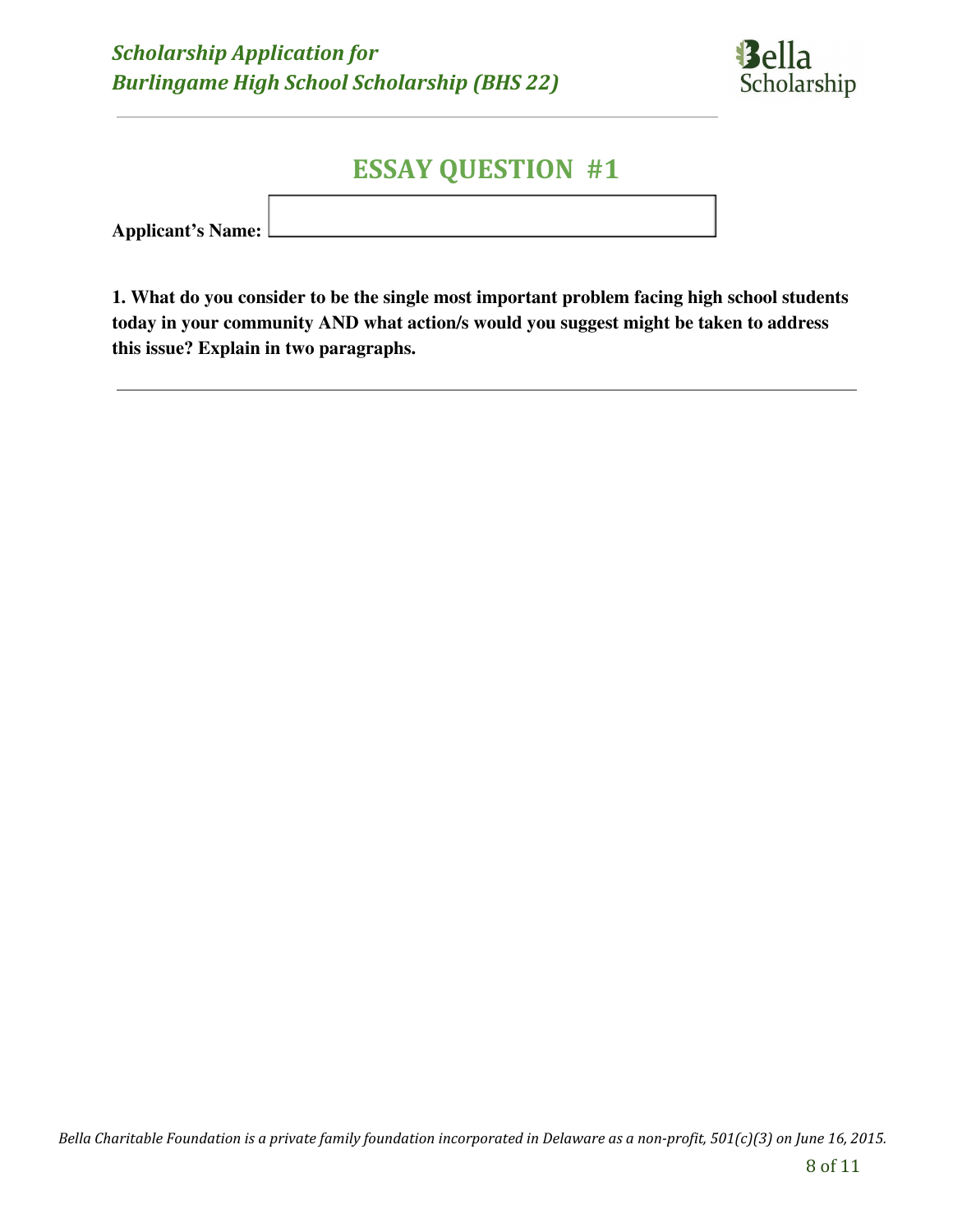# ESSAY QUESTION #1

**Applicant's Name:**

**1. What do you consider to be the single most important problem facing high school students today in your community AND what action/s would you suggest might be taken to address this issue? Explain in two paragraphs.**

---

*Bella Charitable Foundation is a private family foundation incorporated in Delaware as a non-profit, 501(c)(3) on June 16, 2015.*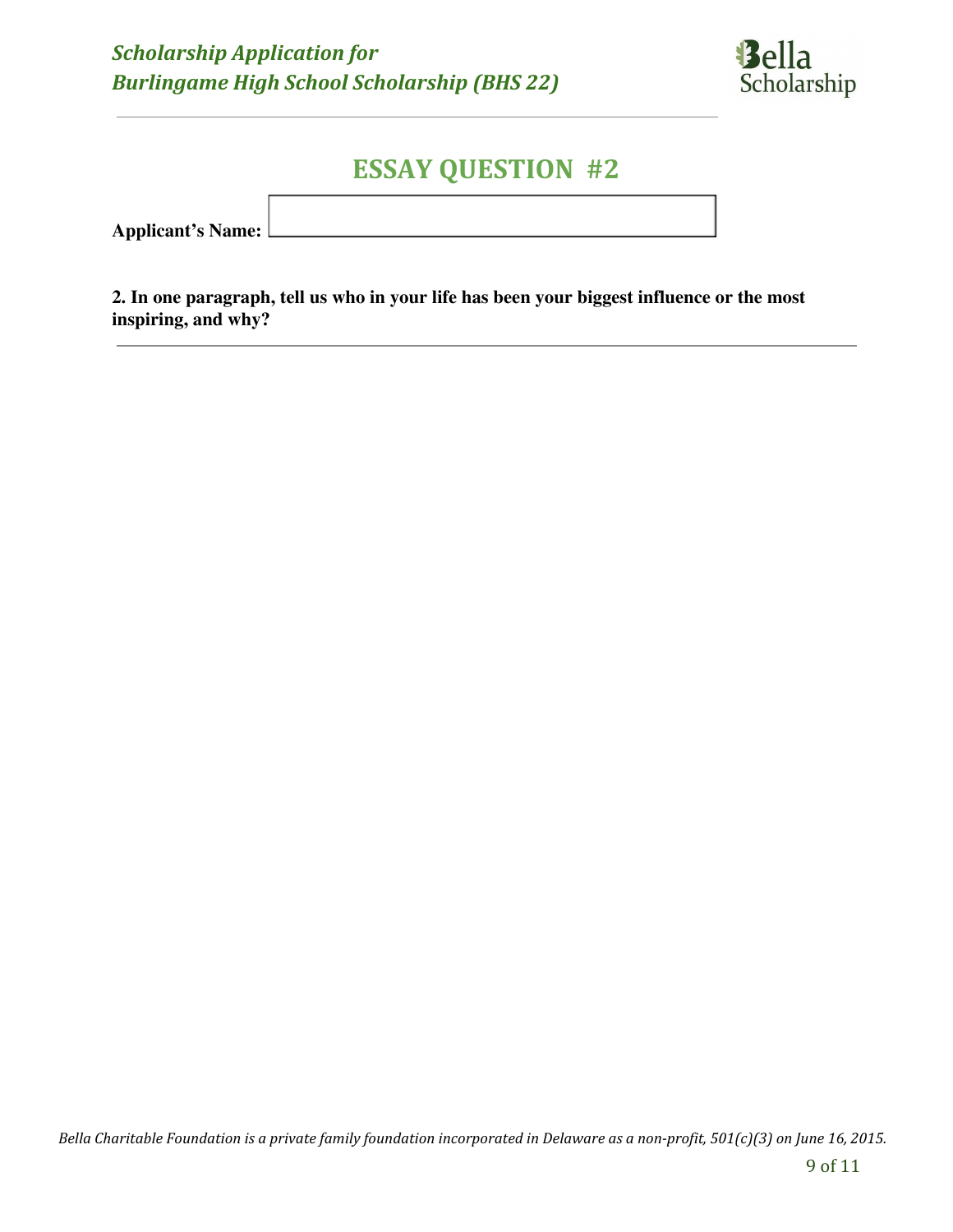*Scholarship Application for*
*Burlingame High School Scholarship (BHS 22)*

Bella Scholarship

## ESSAY QUESTION #2

**Applicant's Name:** 

**2. In one paragraph, tell us who in your life has been your biggest influence or the most inspiring, and why?**

---

*Bella Charitable Foundation is a private family foundation incorporated in Delaware as a non-profit, 501(c)(3) on June 16, 2015.*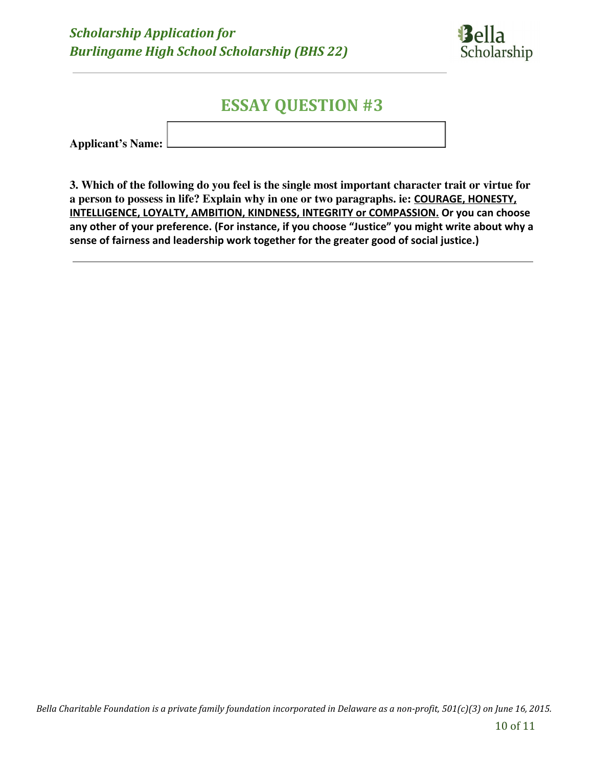# ESSAY QUESTION #3

**Applicant's Name:**

**3. Which of the following do you feel is the single most important character trait or virtue for a person to possess in life? Explain why in one or two paragraphs. ie: COURAGE, HONESTY, INTELLIGENCE, LOYALTY, AMBITION, KINDNESS, INTEGRITY or COMPASSION. Or you can choose any other of your preference. (For instance, if you choose "Justice" you might write about why a sense of fairness and leadership work together for the greater good of social justice.)**

---

*Bella Charitable Foundation is a private family foundation incorporated in Delaware as a non-profit, 501(c)(3) on June 16, 2015.*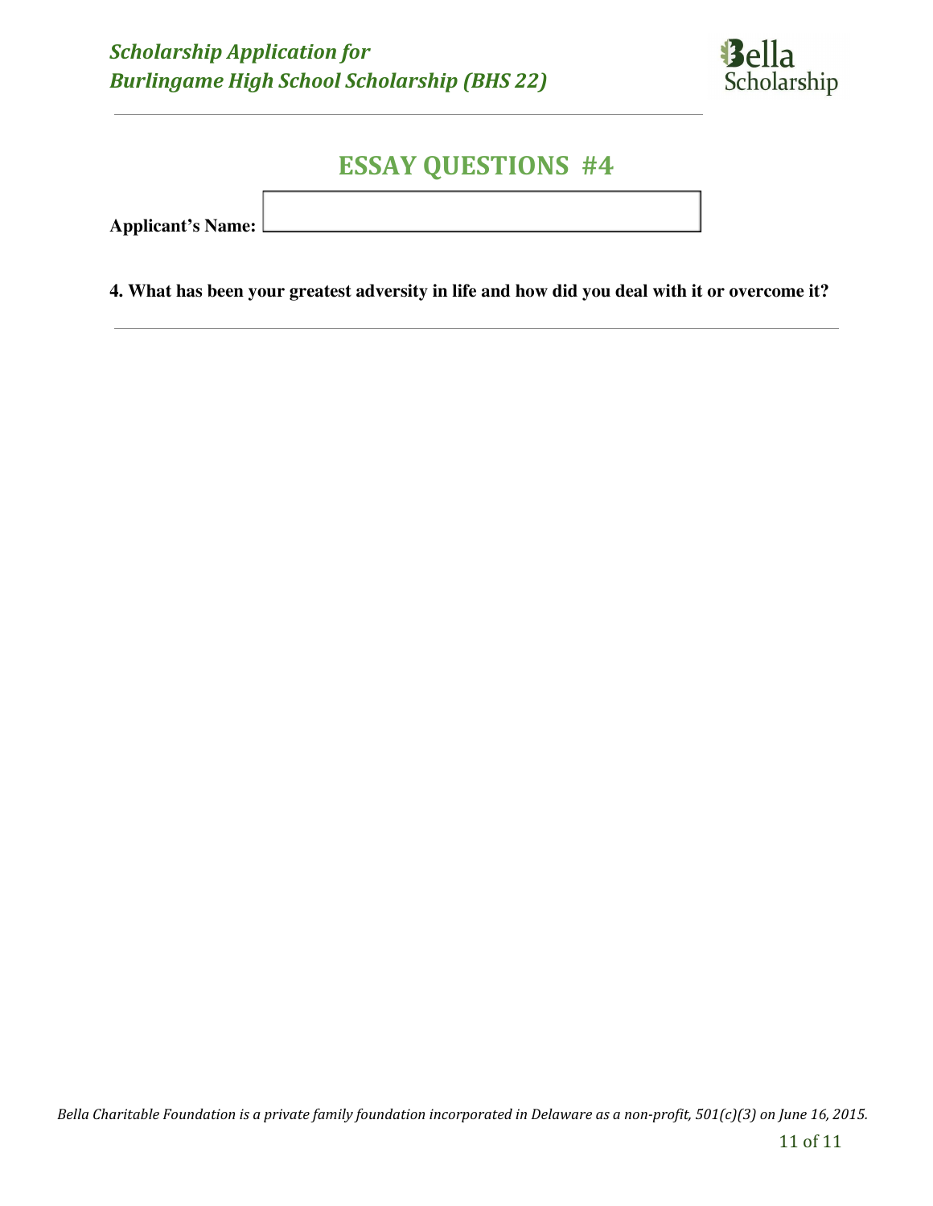## ESSAY QUESTIONS #4

**Applicant's Name:**

**4. What has been your greatest adversity in life and how did you deal with it or overcome it?**

*Bella Charitable Foundation is a private family foundation incorporated in Delaware as a non-profit, 501(c)(3) on June 16, 2015.*